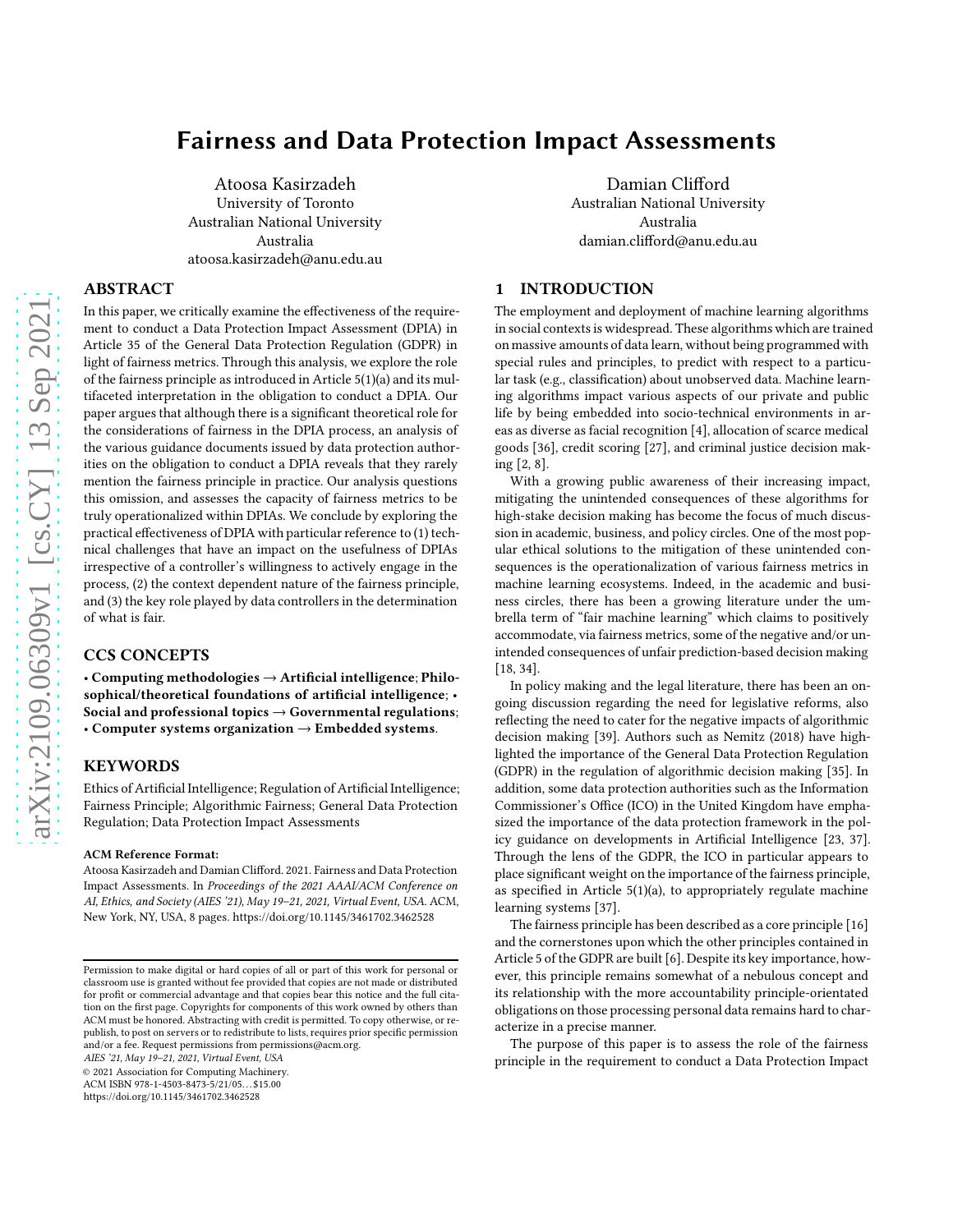# Fairness and Data Protection Impact Assessments

Atoosa Kasirzadeh
University of Toronto
Australian National University
Australia
atoosa.kasirzadeh@anu.edu.au

Damian Clifford
Australian National University
Australia
damian.clifford@anu.edu.au

## ABSTRACT

In this paper, we critically examine the effectiveness of the requirement to conduct a Data Protection Impact Assessment (DPIA) in Article 35 of the General Data Protection Regulation (GDPR) in light of fairness metrics. Through this analysis, we explore the role of the fairness principle as introduced in Article 5(1)(a) and its multifaceted interpretation in the obligation to conduct a DPIA. Our paper argues that although there is a significant theoretical role for the considerations of fairness in the DPIA process, an analysis of the various guidance documents issued by data protection authorities on the obligation to conduct a DPIA reveals that they rarely mention the fairness principle in practice. Our analysis questions this omission, and assesses the capacity of fairness metrics to be truly operationalized within DPIAs. We conclude by exploring the practical effectiveness of DPIA with particular reference to (1) technical challenges that have an impact on the usefulness of DPIAs irrespective of a controller's willingness to actively engage in the process, (2) the context dependent nature of the fairness principle, and (3) the key role played by data controllers in the determination of what is fair.

## CCS CONCEPTS

• **Computing methodologies** → **Artificial intelligence**; **Philosophical/theoretical foundations of artificial intelligence**; • **Social and professional topics** → **Governmental regulations**; • **Computer systems organization** → **Embedded systems**.

## KEYWORDS

Ethics of Artificial Intelligence; Regulation of Artificial Intelligence; Fairness Principle; Algorithmic Fairness; General Data Protection Regulation; Data Protection Impact Assessments

**ACM Reference Format:**
Atoosa Kasirzadeh and Damian Clifford. 2021. Fairness and Data Protection Impact Assessments. In *Proceedings of the 2021 AAAI/ACM Conference on AI, Ethics, and Society (AIES '21), May 19–21, 2021, Virtual Event, USA.* ACM, New York, NY, USA, 8 pages. https://doi.org/10.1145/3461702.3462528

Permission to make digital or hard copies of all or part of this work for personal or classroom use is granted without fee provided that copies are not made or distributed for profit or commercial advantage and that copies bear this notice and the full citation on the first page. Copyrights for components of this work owned by others than ACM must be honored. Abstracting with credit is permitted. To copy otherwise, or republish, to post on servers or to redistribute to lists, requires prior specific permission and/or a fee. Request permissions from permissions@acm.org.
*AIES '21, May 19–21, 2021, Virtual Event, USA*
© 2021 Association for Computing Machinery.
ACM ISBN 978-1-4503-8473-5/21/05...$15.00
https://doi.org/10.1145/3461702.3462528

## 1 INTRODUCTION

The employment and deployment of machine learning algorithms in social contexts is widespread. These algorithms which are trained on massive amounts of data learn, without being programmed with special rules and principles, to predict with respect to a particular task (e.g., classification) about unobserved data. Machine learning algorithms impact various aspects of our private and public life by being embedded into socio-technical environments in areas as diverse as facial recognition [4], allocation of scarce medical goods [36], credit scoring [27], and criminal justice decision making [2, 8].

With a growing public awareness of their increasing impact, mitigating the unintended consequences of these algorithms for high-stake decision making has become the focus of much discussion in academic, business, and policy circles. One of the most popular ethical solutions to the mitigation of these unintended consequences is the operationalization of various fairness metrics in machine learning ecosystems. Indeed, in the academic and business circles, there has been a growing literature under the umbrella term of "fair machine learning" which claims to positively accommodate, via fairness metrics, some of the negative and/or unintended consequences of unfair prediction-based decision making [18, 34].

In policy making and the legal literature, there has been an ongoing discussion regarding the need for legislative reforms, also reflecting the need to cater for the negative impacts of algorithmic decision making [39]. Authors such as Nemitz (2018) have highlighted the importance of the General Data Protection Regulation (GDPR) in the regulation of algorithmic decision making [35]. In addition, some data protection authorities such as the Information Commissioner's Office (ICO) in the United Kingdom have emphasized the importance of the data protection framework in the policy guidance on developments in Artificial Intelligence [23, 37]. Through the lens of the GDPR, the ICO in particular appears to place significant weight on the importance of the fairness principle, as specified in Article 5(1)(a), to appropriately regulate machine learning systems [37].

The fairness principle has been described as a core principle [16] and the cornerstones upon which the other principles contained in Article 5 of the GDPR are built [6]. Despite its key importance, however, this principle remains somewhat of a nebulous concept and its relationship with the more accountability principle-orientated obligations on those processing personal data remains hard to characterize in a precise manner.

The purpose of this paper is to assess the role of the fairness principle in the requirement to conduct a Data Protection Impact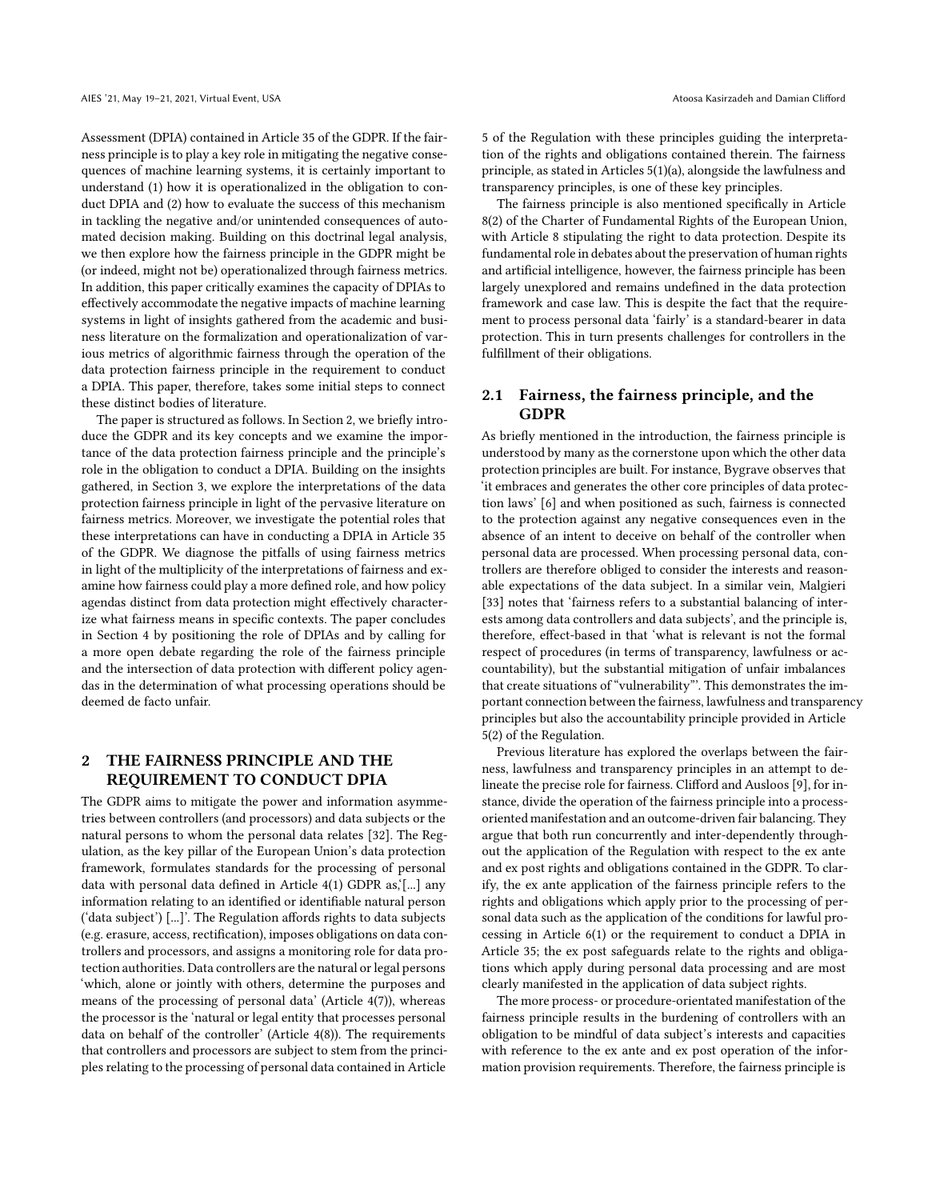Assessment (DPIA) contained in Article 35 of the GDPR. If the fairness principle is to play a key role in mitigating the negative consequences of machine learning systems, it is certainly important to understand (1) how it is operationalized in the obligation to conduct DPIA and (2) how to evaluate the success of this mechanism in tackling the negative and/or unintended consequences of automated decision making. Building on this doctrinal legal analysis, we then explore how the fairness principle in the GDPR might be (or indeed, might not be) operationalized through fairness metrics. In addition, this paper critically examines the capacity of DPIAs to effectively accommodate the negative impacts of machine learning systems in light of insights gathered from the academic and business literature on the formalization and operationalization of various metrics of algorithmic fairness through the operation of the data protection fairness principle in the requirement to conduct a DPIA. This paper, therefore, takes some initial steps to connect these distinct bodies of literature.

The paper is structured as follows. In Section 2, we briefly introduce the GDPR and its key concepts and we examine the importance of the data protection fairness principle and the principle's role in the obligation to conduct a DPIA. Building on the insights gathered, in Section 3, we explore the interpretations of the data protection fairness principle in light of the pervasive literature on fairness metrics. Moreover, we investigate the potential roles that these interpretations can have in conducting a DPIA in Article 35 of the GDPR. We diagnose the pitfalls of using fairness metrics in light of the multiplicity of the interpretations of fairness and examine how fairness could play a more defined role, and how policy agendas distinct from data protection might effectively characterize what fairness means in specific contexts. The paper concludes in Section 4 by positioning the role of DPIAs and by calling for a more open debate regarding the role of the fairness principle and the intersection of data protection with different policy agendas in the determination of what processing operations should be deemed de facto unfair.

## 2 THE FAIRNESS PRINCIPLE AND THE REQUIREMENT TO CONDUCT DPIA

The GDPR aims to mitigate the power and information asymmetries between controllers (and processors) and data subjects or the natural persons to whom the personal data relates [32]. The Regulation, as the key pillar of the European Union's data protection framework, formulates standards for the processing of personal data with personal data defined in Article 4(1) GDPR as,'[...] any information relating to an identified or identifiable natural person ('data subject') [...]'. The Regulation affords rights to data subjects (e.g. erasure, access, rectification), imposes obligations on data controllers and processors, and assigns a monitoring role for data protection authorities. Data controllers are the natural or legal persons 'which, alone or jointly with others, determine the purposes and means of the processing of personal data' (Article 4(7)), whereas the processor is the 'natural or legal entity that processes personal data on behalf of the controller' (Article 4(8)). The requirements that controllers and processors are subject to stem from the principles relating to the processing of personal data contained in Article 5 of the Regulation with these principles guiding the interpretation of the rights and obligations contained therein. The fairness principle, as stated in Articles 5(1)(a), alongside the lawfulness and transparency principles, is one of these key principles.

The fairness principle is also mentioned specifically in Article 8(2) of the Charter of Fundamental Rights of the European Union, with Article 8 stipulating the right to data protection. Despite its fundamental role in debates about the preservation of human rights and artificial intelligence, however, the fairness principle has been largely unexplored and remains undefined in the data protection framework and case law. This is despite the fact that the requirement to process personal data 'fairly' is a standard-bearer in data protection. This in turn presents challenges for controllers in the fulfillment of their obligations.

### 2.1 Fairness, the fairness principle, and the GDPR

As briefly mentioned in the introduction, the fairness principle is understood by many as the cornerstone upon which the other data protection principles are built. For instance, Bygrave observes that 'it embraces and generates the other core principles of data protection laws' [6] and when positioned as such, fairness is connected to the protection against any negative consequences even in the absence of an intent to deceive on behalf of the controller when personal data are processed. When processing personal data, controllers are therefore obliged to consider the interests and reasonable expectations of the data subject. In a similar vein, Malgieri [33] notes that 'fairness refers to a substantial balancing of interests among data controllers and data subjects', and the principle is, therefore, effect-based in that 'what is relevant is not the formal respect of procedures (in terms of transparency, lawfulness or accountability), but the substantial mitigation of unfair imbalances that create situations of "vulnerability"'. This demonstrates the important connection between the fairness, lawfulness and transparency principles but also the accountability principle provided in Article 5(2) of the Regulation.

Previous literature has explored the overlaps between the fairness, lawfulness and transparency principles in an attempt to delineate the precise role for fairness. Clifford and Ausloos [9], for instance, divide the operation of the fairness principle into a process-oriented manifestation and an outcome-driven fair balancing. They argue that both run concurrently and inter-dependently throughout the application of the Regulation with respect to the ex ante and ex post rights and obligations contained in the GDPR. To clarify, the ex ante application of the fairness principle refers to the rights and obligations which apply prior to the processing of personal data such as the application of the conditions for lawful processing in Article 6(1) or the requirement to conduct a DPIA in Article 35; the ex post safeguards relate to the rights and obligations which apply during personal data processing and are most clearly manifested in the application of data subject rights.

The more process- or procedure-orientated manifestation of the fairness principle results in the burdening of controllers with an obligation to be mindful of data subject's interests and capacities with reference to the ex ante and ex post operation of the information provision requirements. Therefore, the fairness principle is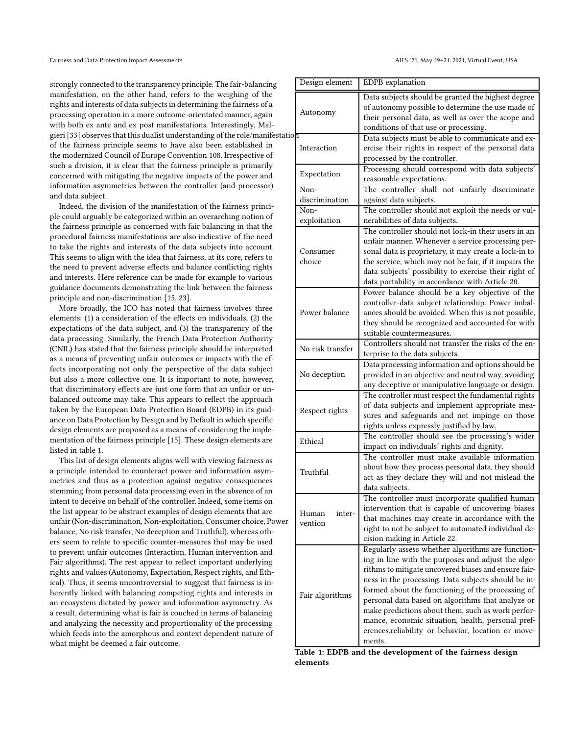strongly connected to the transparency principle. The fair-balancing manifestation, on the other hand, refers to the weighing of the rights and interests of data subjects in determining the fairness of a processing operation in a more outcome-orientated manner, again with both ex ante and ex post manifestations. Interestingly, Malgieri [33] observes that this dualist understanding of the role/manifestation of the fairness principle seems to have also been established in the modernized Council of Europe Convention 108. Irrespective of such a division, it is clear that the fairness principle is primarily concerned with mitigating the negative impacts of the power and information asymmetries between the controller (and processor) and data subject.

Indeed, the division of the manifestation of the fairness principle could arguably be categorized within an overarching notion of the fairness principle as concerned with fair balancing in that the procedural fairness manifestations are also indicative of the need to take the rights and interests of the data subjects into account. This seems to align with the idea that fairness, at its core, refers to the need to prevent adverse effects and balance conflicting rights and interests. Here reference can be made for example to various guidance documents demonstrating the link between the fairness principle and non-discrimination [15, 23].

More broadly, the ICO has noted that fairness involves three elements: (1) a consideration of the effects on individuals, (2) the expectations of the data subject, and (3) the transparency of the data processing. Similarly, the French Data Protection Authority (CNIL) has stated that the fairness principle should be interpreted as a means of preventing unfair outcomes or impacts with the effects incorporating not only the perspective of the data subject but also a more collective one. It is important to note, however, that discriminatory effects are just one form that an unfair or unbalanced outcome may take. This appears to reflect the approach taken by the European Data Protection Board (EDPB) in its guidance on Data Protection by Design and by Default in which specific design elements are proposed as a means of considering the implementation of the fairness principle [15]. These design elements are listed in table 1.

This list of design elements aligns well with viewing fairness as a principle intended to counteract power and information asymmetries and thus as a protection against negative consequences stemming from personal data processing even in the absence of an intent to deceive on behalf of the controller. Indeed, some items on the list appear to be abstract examples of design elements that are unfair (Non-discrimination, Non-exploitation, Consumer choice, Power balance, No risk transfer, No deception and Truthful), whereas others seem to relate to specific counter-measures that may be used to prevent unfair outcomes (Interaction, Human intervention and Fair algorithms). The rest appear to reflect important underlying rights and values (Autonomy, Expectation, Respect rights, and Ethical). Thus, it seems uncontroversial to suggest that fairness is inherently linked with balancing competing rights and interests in an ecosystem dictated by power and information asymmetry. As a result, determining what is fair is couched in terms of balancing and analyzing the necessity and proportionality of the processing which feeds into the amorphous and context dependent nature of what might be deemed a fair outcome.

| Design element | EDPB explanation |
|---|---|
| Autonomy | Data subjects should be granted the highest degree of autonomy possible to determine the use made of their personal data, as well as over the scope and conditions of that use or processing. |
| Interaction | Data subjects must be able to communicate and exercise their rights in respect of the personal data processed by the controller. |
| Expectation | Processing should correspond with data subjects' reasonable expectations. |
| Non-discrimination | The controller shall not unfairly discriminate against data subjects. |
| Non-exploitation | The controller should not exploit the needs or vulnerabilities of data subjects. |
| Consumer choice | The controller should not lock-in their users in an unfair manner. Whenever a service processing personal data is proprietary, it may create a lock-in to the service, which may not be fair, if it impairs the data subjects' possibility to exercise their right of data portability in accordance with Article 20. |
| Power balance | Power balance should be a key objective of the controller-data subject relationship. Power imbalances should be avoided. When this is not possible, they should be recognized and accounted for with suitable countermeasures. |
| No risk transfer | Controllers should not transfer the risks of the enterprise to the data subjects. |
| No deception | Data processing information and options should be provided in an objective and neutral way, avoiding any deceptive or manipulative language or design. |
| Respect rights | The controller must respect the fundamental rights of data subjects and implement appropriate measures and safeguards and not impinge on those rights unless expressly justified by law. |
| Ethical | The controller should see the processing's wider impact on individuals' rights and dignity. |
| Truthful | The controller must make available information about how they process personal data, they should act as they declare they will and not mislead the data subjects. |
| Human intervention | The controller must incorporate qualified human intervention that is capable of uncovering biases that machines may create in accordance with the right to not be subject to automated individual decision making in Article 22. |
| Fair algorithms | Regularly assess whether algorithms are functioning in line with the purposes and adjust the algorithms to mitigate uncovered biases and ensure fairness in the processing. Data subjects should be informed about the functioning of the processing of personal data based on algorithms that analyze or make predictions about them, such as work performance, economic situation, health, personal preferences,reliability or behavior, location or movements. |

**Table 1: EDPB and the development of the fairness design elements**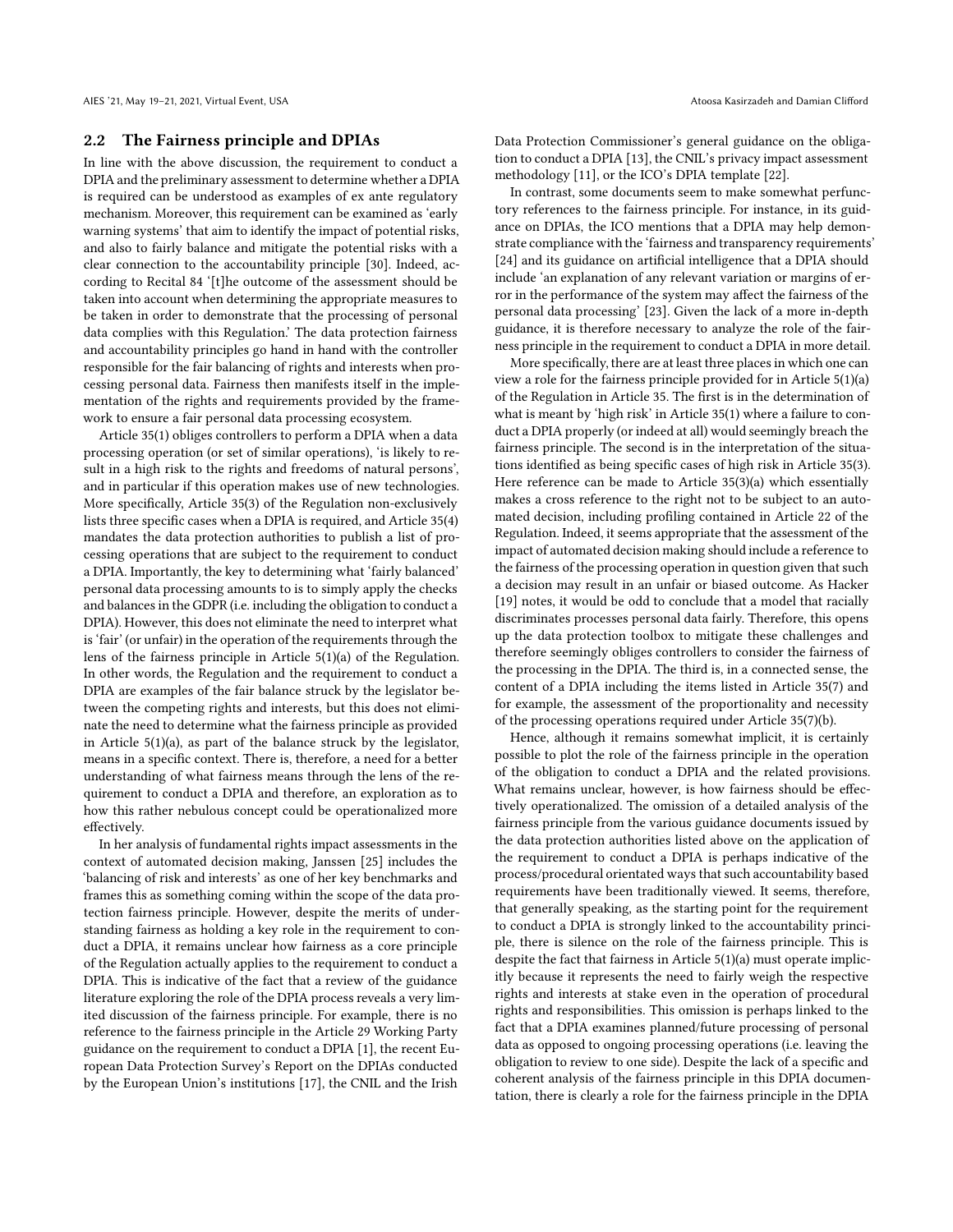## 2.2 The Fairness principle and DPIAs

In line with the above discussion, the requirement to conduct a DPIA and the preliminary assessment to determine whether a DPIA is required can be understood as examples of ex ante regulatory mechanism. Moreover, this requirement can be examined as 'early warning systems' that aim to identify the impact of potential risks, and also to fairly balance and mitigate the potential risks with a clear connection to the accountability principle [30]. Indeed, according to Recital 84 '[t]he outcome of the assessment should be taken into account when determining the appropriate measures to be taken in order to demonstrate that the processing of personal data complies with this Regulation.' The data protection fairness and accountability principles go hand in hand with the controller responsible for the fair balancing of rights and interests when processing personal data. Fairness then manifests itself in the implementation of the rights and requirements provided by the framework to ensure a fair personal data processing ecosystem.

Article 35(1) obliges controllers to perform a DPIA when a data processing operation (or set of similar operations), 'is likely to result in a high risk to the rights and freedoms of natural persons', and in particular if this operation makes use of new technologies. More specifically, Article 35(3) of the Regulation non-exclusively lists three specific cases when a DPIA is required, and Article 35(4) mandates the data protection authorities to publish a list of processing operations that are subject to the requirement to conduct a DPIA. Importantly, the key to determining what 'fairly balanced' personal data processing amounts to is to simply apply the checks and balances in the GDPR (i.e. including the obligation to conduct a DPIA). However, this does not eliminate the need to interpret what is 'fair' (or unfair) in the operation of the requirements through the lens of the fairness principle in Article 5(1)(a) of the Regulation. In other words, the Regulation and the requirement to conduct a DPIA are examples of the fair balance struck by the legislator between the competing rights and interests, but this does not eliminate the need to determine what the fairness principle as provided in Article 5(1)(a), as part of the balance struck by the legislator, means in a specific context. There is, therefore, a need for a better understanding of what fairness means through the lens of the requirement to conduct a DPIA and therefore, an exploration as to how this rather nebulous concept could be operationalized more effectively.

In her analysis of fundamental rights impact assessments in the context of automated decision making, Janssen [25] includes the 'balancing of risk and interests' as one of her key benchmarks and frames this as something coming within the scope of the data protection fairness principle. However, despite the merits of understanding fairness as holding a key role in the requirement to conduct a DPIA, it remains unclear how fairness as a core principle of the Regulation actually applies to the requirement to conduct a DPIA. This is indicative of the fact that a review of the guidance literature exploring the role of the DPIA process reveals a very limited discussion of the fairness principle. For example, there is no reference to the fairness principle in the Article 29 Working Party guidance on the requirement to conduct a DPIA [1], the recent European Data Protection Survey's Report on the DPIAs conducted by the European Union's institutions [17], the CNIL and the Irish Data Protection Commissioner's general guidance on the obligation to conduct a DPIA [13], the CNIL's privacy impact assessment methodology [11], or the ICO's DPIA template [22].

In contrast, some documents seem to make somewhat perfunctory references to the fairness principle. For instance, in its guidance on DPIAs, the ICO mentions that a DPIA may help demonstrate compliance with the 'fairness and transparency requirements' [24] and its guidance on artificial intelligence that a DPIA should include 'an explanation of any relevant variation or margins of error in the performance of the system may affect the fairness of the personal data processing' [23]. Given the lack of a more in-depth guidance, it is therefore necessary to analyze the role of the fairness principle in the requirement to conduct a DPIA in more detail.

More specifically, there are at least three places in which one can view a role for the fairness principle provided for in Article 5(1)(a) of the Regulation in Article 35. The first is in the determination of what is meant by 'high risk' in Article 35(1) where a failure to conduct a DPIA properly (or indeed at all) would seemingly breach the fairness principle. The second is in the interpretation of the situations identified as being specific cases of high risk in Article 35(3). Here reference can be made to Article 35(3)(a) which essentially makes a cross reference to the right not to be subject to an automated decision, including profiling contained in Article 22 of the Regulation. Indeed, it seems appropriate that the assessment of the impact of automated decision making should include a reference to the fairness of the processing operation in question given that such a decision may result in an unfair or biased outcome. As Hacker [19] notes, it would be odd to conclude that a model that racially discriminates processes personal data fairly. Therefore, this opens up the data protection toolbox to mitigate these challenges and therefore seemingly obliges controllers to consider the fairness of the processing in the DPIA. The third is, in a connected sense, the content of a DPIA including the items listed in Article 35(7) and for example, the assessment of the proportionality and necessity of the processing operations required under Article 35(7)(b).

Hence, although it remains somewhat implicit, it is certainly possible to plot the role of the fairness principle in the operation of the obligation to conduct a DPIA and the related provisions. What remains unclear, however, is how fairness should be effectively operationalized. The omission of a detailed analysis of the fairness principle from the various guidance documents issued by the data protection authorities listed above on the application of the requirement to conduct a DPIA is perhaps indicative of the process/procedural orientated ways that such accountability based requirements have been traditionally viewed. It seems, therefore, that generally speaking, as the starting point for the requirement to conduct a DPIA is strongly linked to the accountability principle, there is silence on the role of the fairness principle. This is despite the fact that fairness in Article 5(1)(a) must operate implicitly because it represents the need to fairly weigh the respective rights and interests at stake even in the operation of procedural rights and responsibilities. This omission is perhaps linked to the fact that a DPIA examines planned/future processing of personal data as opposed to ongoing processing operations (i.e. leaving the obligation to review to one side). Despite the lack of a specific and coherent analysis of the fairness principle in this DPIA documentation, there is clearly a role for the fairness principle in the DPIA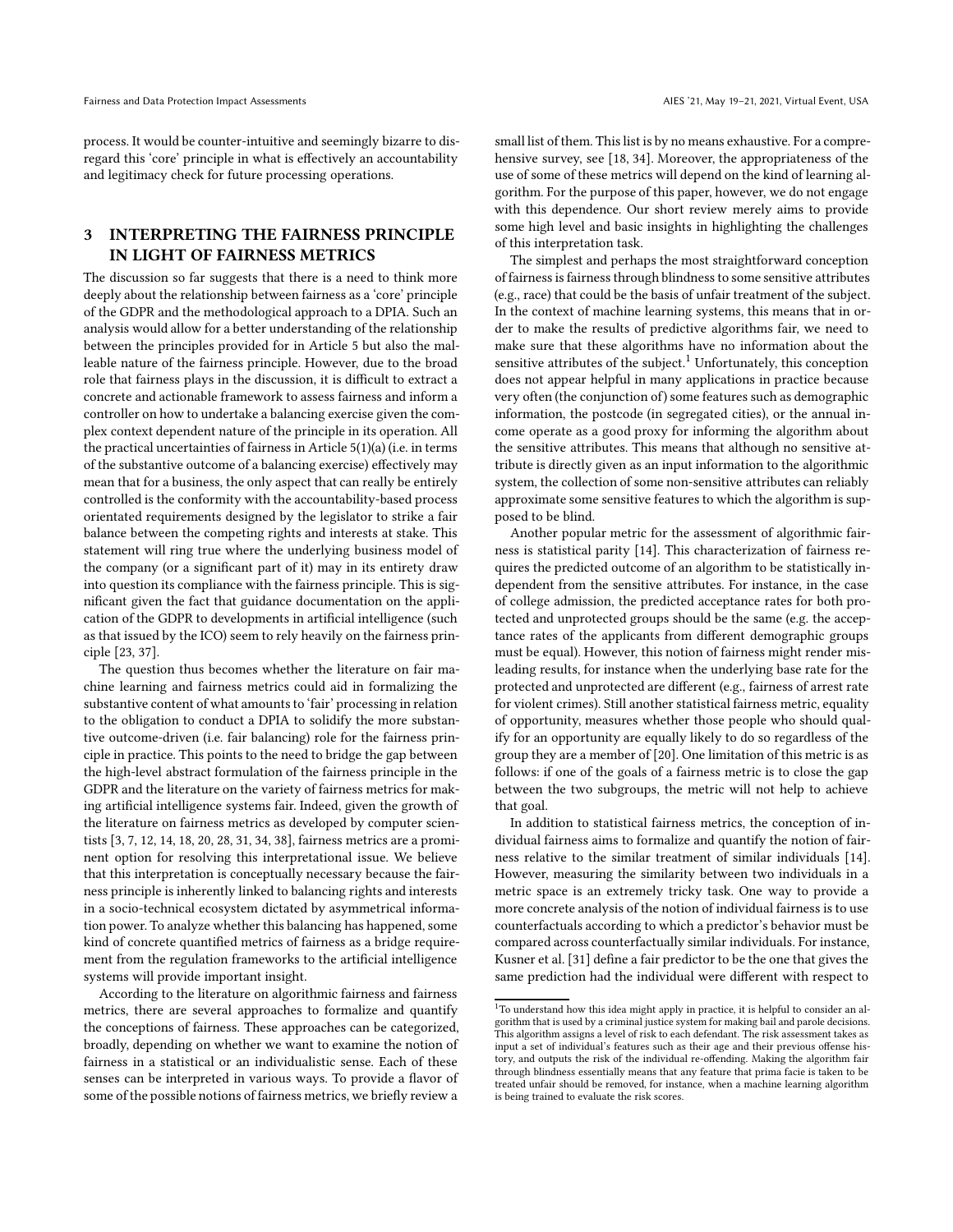process. It would be counter-intuitive and seemingly bizarre to disregard this 'core' principle in what is effectively an accountability and legitimacy check for future processing operations.

## 3 INTERPRETING THE FAIRNESS PRINCIPLE IN LIGHT OF FAIRNESS METRICS

The discussion so far suggests that there is a need to think more deeply about the relationship between fairness as a 'core' principle of the GDPR and the methodological approach to a DPIA. Such an analysis would allow for a better understanding of the relationship between the principles provided for in Article 5 but also the malleable nature of the fairness principle. However, due to the broad role that fairness plays in the discussion, it is difficult to extract a concrete and actionable framework to assess fairness and inform a controller on how to undertake a balancing exercise given the complex context dependent nature of the principle in its operation. All the practical uncertainties of fairness in Article 5(1)(a) (i.e. in terms of the substantive outcome of a balancing exercise) effectively may mean that for a business, the only aspect that can really be entirely controlled is the conformity with the accountability-based process orientated requirements designed by the legislator to strike a fair balance between the competing rights and interests at stake. This statement will ring true where the underlying business model of the company (or a significant part of it) may in its entirety draw into question its compliance with the fairness principle. This is significant given the fact that guidance documentation on the application of the GDPR to developments in artificial intelligence (such as that issued by the ICO) seem to rely heavily on the fairness principle [23, 37].

The question thus becomes whether the literature on fair machine learning and fairness metrics could aid in formalizing the substantive content of what amounts to 'fair' processing in relation to the obligation to conduct a DPIA to solidify the more substantive outcome-driven (i.e. fair balancing) role for the fairness principle in practice. This points to the need to bridge the gap between the high-level abstract formulation of the fairness principle in the GDPR and the literature on the variety of fairness metrics for making artificial intelligence systems fair. Indeed, given the growth of the literature on fairness metrics as developed by computer scientists [3, 7, 12, 14, 18, 20, 28, 31, 34, 38], fairness metrics are a prominent option for resolving this interpretational issue. We believe that this interpretation is conceptually necessary because the fairness principle is inherently linked to balancing rights and interests in a socio-technical ecosystem dictated by asymmetrical information power. To analyze whether this balancing has happened, some kind of concrete quantified metrics of fairness as a bridge requirement from the regulation frameworks to the artificial intelligence systems will provide important insight.

According to the literature on algorithmic fairness and fairness metrics, there are several approaches to formalize and quantify the conceptions of fairness. These approaches can be categorized, broadly, depending on whether we want to examine the notion of fairness in a statistical or an individualistic sense. Each of these senses can be interpreted in various ways. To provide a flavor of some of the possible notions of fairness metrics, we briefly review a small list of them. This list is by no means exhaustive. For a comprehensive survey, see [18, 34]. Moreover, the appropriateness of the use of some of these metrics will depend on the kind of learning algorithm. For the purpose of this paper, however, we do not engage with this dependence. Our short review merely aims to provide some high level and basic insights in highlighting the challenges of this interpretation task.

The simplest and perhaps the most straightforward conception of fairness is fairness through blindness to some sensitive attributes (e.g., race) that could be the basis of unfair treatment of the subject. In the context of machine learning systems, this means that in order to make the results of predictive algorithms fair, we need to make sure that these algorithms have no information about the sensitive attributes of the subject.[1] Unfortunately, this conception does not appear helpful in many applications in practice because very often (the conjunction of) some features such as demographic information, the postcode (in segregated cities), or the annual income operate as a good proxy for informing the algorithm about the sensitive attributes. This means that although no sensitive attribute is directly given as an input information to the algorithmic system, the collection of some non-sensitive attributes can reliably approximate some sensitive features to which the algorithm is supposed to be blind.

Another popular metric for the assessment of algorithmic fairness is statistical parity [14]. This characterization of fairness requires the predicted outcome of an algorithm to be statistically independent from the sensitive attributes. For instance, in the case of college admission, the predicted acceptance rates for both protected and unprotected groups should be the same (e.g. the acceptance rates of the applicants from different demographic groups must be equal). However, this notion of fairness might render misleading results, for instance when the underlying base rate for the protected and unprotected are different (e.g., fairness of arrest rate for violent crimes). Still another statistical fairness metric, equality of opportunity, measures whether those people who should qualify for an opportunity are equally likely to do so regardless of the group they are a member of [20]. One limitation of this metric is as follows: if one of the goals of a fairness metric is to close the gap between the two subgroups, the metric will not help to achieve that goal.

In addition to statistical fairness metrics, the conception of individual fairness aims to formalize and quantify the notion of fairness relative to the similar treatment of similar individuals [14]. However, measuring the similarity between two individuals in a metric space is an extremely tricky task. One way to provide a more concrete analysis of the notion of individual fairness is to use counterfactuals according to which a predictor's behavior must be compared across counterfactually similar individuals. For instance, Kusner et al. [31] define a fair predictor to be the one that gives the same prediction had the individual were different with respect to

[1] To understand how this idea might apply in practice, it is helpful to consider an algorithm that is used by a criminal justice system for making bail and parole decisions. This algorithm assigns a level of risk to each defendant. The risk assessment takes as input a set of individual's features such as their age and their previous offense history, and outputs the risk of the individual re-offending. Making the algorithm fair through blindness essentially means that any feature that prima facie is taken to be treated unfair should be removed, for instance, when a machine learning algorithm is being trained to evaluate the risk scores.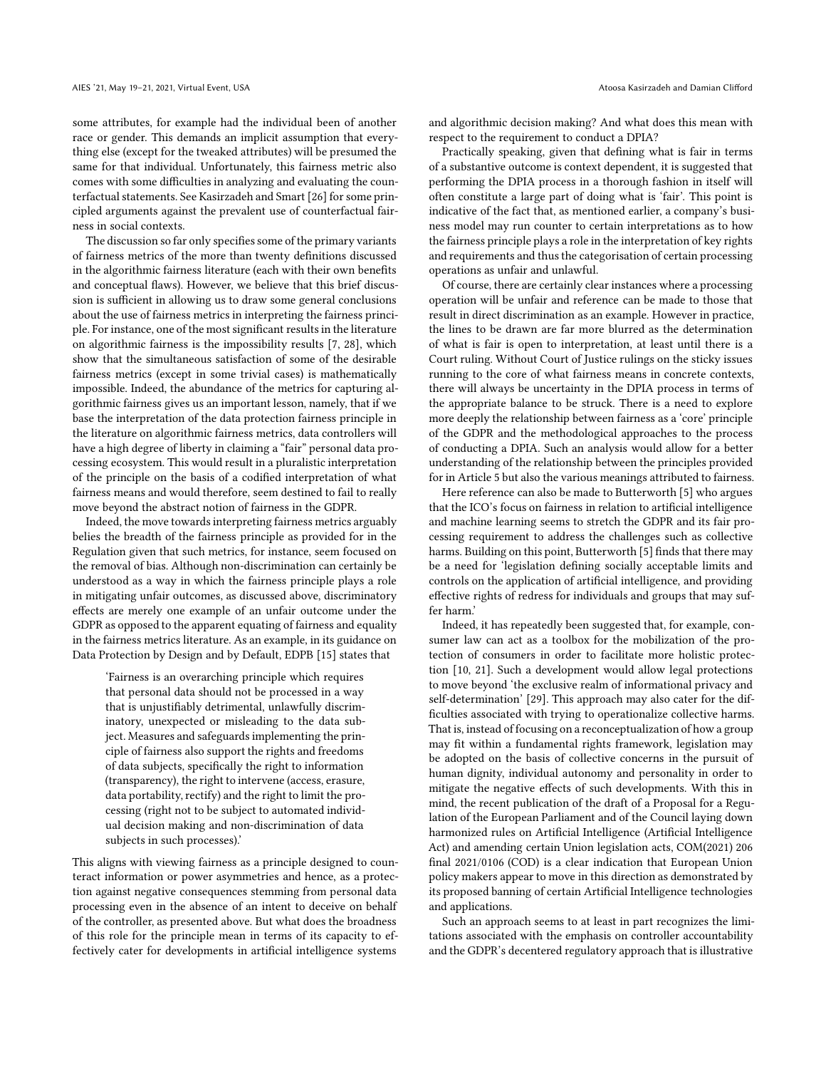some attributes, for example had the individual been of another race or gender. This demands an implicit assumption that everything else (except for the tweaked attributes) will be presumed the same for that individual. Unfortunately, this fairness metric also comes with some difficulties in analyzing and evaluating the counterfactual statements. See Kasirzadeh and Smart [26] for some principled arguments against the prevalent use of counterfactual fairness in social contexts.

The discussion so far only specifies some of the primary variants of fairness metrics of the more than twenty definitions discussed in the algorithmic fairness literature (each with their own benefits and conceptual flaws). However, we believe that this brief discussion is sufficient in allowing us to draw some general conclusions about the use of fairness metrics in interpreting the fairness principle. For instance, one of the most significant results in the literature on algorithmic fairness is the impossibility results [7, 28], which show that the simultaneous satisfaction of some of the desirable fairness metrics (except in some trivial cases) is mathematically impossible. Indeed, the abundance of the metrics for capturing algorithmic fairness gives us an important lesson, namely, that if we base the interpretation of the data protection fairness principle in the literature on algorithmic fairness metrics, data controllers will have a high degree of liberty in claiming a "fair" personal data processing ecosystem. This would result in a pluralistic interpretation of the principle on the basis of a codified interpretation of what fairness means and would therefore, seem destined to fail to really move beyond the abstract notion of fairness in the GDPR.

Indeed, the move towards interpreting fairness metrics arguably belies the breadth of the fairness principle as provided for in the Regulation given that such metrics, for instance, seem focused on the removal of bias. Although non-discrimination can certainly be understood as a way in which the fairness principle plays a role in mitigating unfair outcomes, as discussed above, discriminatory effects are merely one example of an unfair outcome under the GDPR as opposed to the apparent equating of fairness and equality in the fairness metrics literature. As an example, in its guidance on Data Protection by Design and by Default, EDPB [15] states that

> 'Fairness is an overarching principle which requires that personal data should not be processed in a way that is unjustifiably detrimental, unlawfully discriminatory, unexpected or misleading to the data subject. Measures and safeguards implementing the principle of fairness also support the rights and freedoms of data subjects, specifically the right to information (transparency), the right to intervene (access, erasure, data portability, rectify) and the right to limit the processing (right not to be subject to automated individual decision making and non-discrimination of data subjects in such processes).'

This aligns with viewing fairness as a principle designed to counteract information or power asymmetries and hence, as a protection against negative consequences stemming from personal data processing even in the absence of an intent to deceive on behalf of the controller, as presented above. But what does the broadness of this role for the principle mean in terms of its capacity to effectively cater for developments in artificial intelligence systems and algorithmic decision making? And what does this mean with respect to the requirement to conduct a DPIA?

Practically speaking, given that defining what is fair in terms of a substantive outcome is context dependent, it is suggested that performing the DPIA process in a thorough fashion in itself will often constitute a large part of doing what is 'fair'. This point is indicative of the fact that, as mentioned earlier, a company's business model may run counter to certain interpretations as to how the fairness principle plays a role in the interpretation of key rights and requirements and thus the categorisation of certain processing operations as unfair and unlawful.

Of course, there are certainly clear instances where a processing operation will be unfair and reference can be made to those that result in direct discrimination as an example. However in practice, the lines to be drawn are far more blurred as the determination of what is fair is open to interpretation, at least until there is a Court ruling. Without Court of Justice rulings on the sticky issues running to the core of what fairness means in concrete contexts, there will always be uncertainty in the DPIA process in terms of the appropriate balance to be struck. There is a need to explore more deeply the relationship between fairness as a 'core' principle of the GDPR and the methodological approaches to the process of conducting a DPIA. Such an analysis would allow for a better understanding of the relationship between the principles provided for in Article 5 but also the various meanings attributed to fairness.

Here reference can also be made to Butterworth [5] who argues that the ICO's focus on fairness in relation to artificial intelligence and machine learning seems to stretch the GDPR and its fair processing requirement to address the challenges such as collective harms. Building on this point, Butterworth [5] finds that there may be a need for 'legislation defining socially acceptable limits and controls on the application of artificial intelligence, and providing effective rights of redress for individuals and groups that may suffer harm.'

Indeed, it has repeatedly been suggested that, for example, consumer law can act as a toolbox for the mobilization of the protection of consumers in order to facilitate more holistic protection [10, 21]. Such a development would allow legal protections to move beyond 'the exclusive realm of informational privacy and self-determination' [29]. This approach may also cater for the difficulties associated with trying to operationalize collective harms. That is, instead of focusing on a reconceptualization of how a group may fit within a fundamental rights framework, legislation may be adopted on the basis of collective concerns in the pursuit of human dignity, individual autonomy and personality in order to mitigate the negative effects of such developments. With this in mind, the recent publication of the draft of a Proposal for a Regulation of the European Parliament and of the Council laying down harmonized rules on Artificial Intelligence (Artificial Intelligence Act) and amending certain Union legislation acts, COM(2021) 206 final 2021/0106 (COD) is a clear indication that European Union policy makers appear to move in this direction as demonstrated by its proposed banning of certain Artificial Intelligence technologies and applications.

Such an approach seems to at least in part recognizes the limitations associated with the emphasis on controller accountability and the GDPR's decentered regulatory approach that is illustrative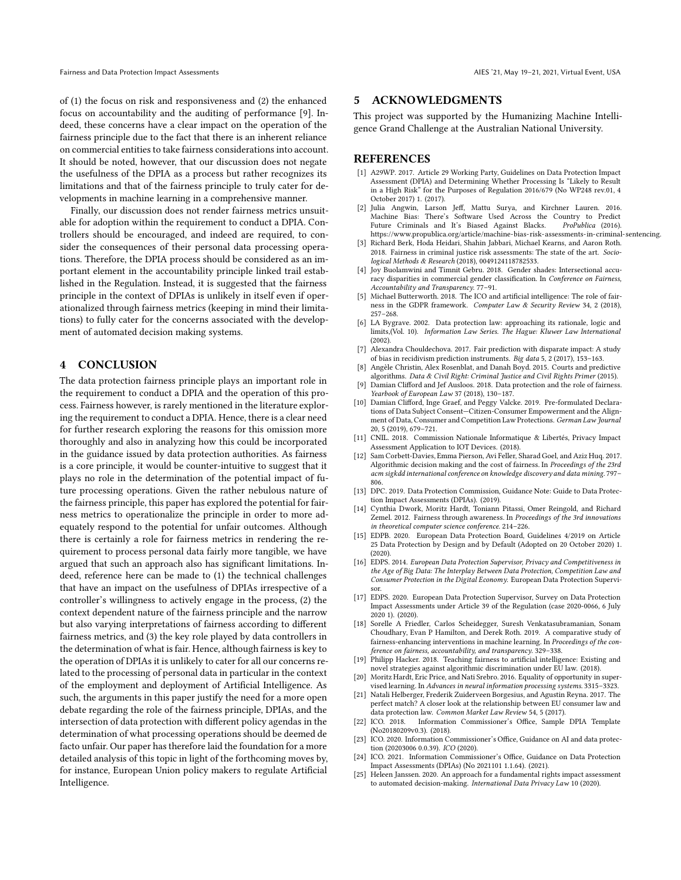of (1) the focus on risk and responsiveness and (2) the enhanced focus on accountability and the auditing of performance [9]. Indeed, these concerns have a clear impact on the operation of the fairness principle due to the fact that there is an inherent reliance on commercial entities to take fairness considerations into account. It should be noted, however, that our discussion does not negate the usefulness of the DPIA as a process but rather recognizes its limitations and that of the fairness principle to truly cater for developments in machine learning in a comprehensive manner.

Finally, our discussion does not render fairness metrics unsuitable for adoption within the requirement to conduct a DPIA. Controllers should be encouraged, and indeed are required, to consider the consequences of their personal data processing operations. Therefore, the DPIA process should be considered as an important element in the accountability principle linked trail established in the Regulation. Instead, it is suggested that the fairness principle in the context of DPIAs is unlikely in itself even if operationalized through fairness metrics (keeping in mind their limitations) to fully cater for the concerns associated with the development of automated decision making systems.

## 4 CONCLUSION

The data protection fairness principle plays an important role in the requirement to conduct a DPIA and the operation of this process. Fairness however, is rarely mentioned in the literature exploring the requirement to conduct a DPIA. Hence, there is a clear need for further research exploring the reasons for this omission more thoroughly and also in analyzing how this could be incorporated in the guidance issued by data protection authorities. As fairness is a core principle, it would be counter-intuitive to suggest that it plays no role in the determination of the potential impact of future processing operations. Given the rather nebulous nature of the fairness principle, this paper has explored the potential for fairness metrics to operationalize the principle in order to more adequately respond to the potential for unfair outcomes. Although there is certainly a role for fairness metrics in rendering the requirement to process personal data fairly more tangible, we have argued that such an approach also has significant limitations. Indeed, reference here can be made to (1) the technical challenges that have an impact on the usefulness of DPIAs irrespective of a controller's willingness to actively engage in the process, (2) the context dependent nature of the fairness principle and the narrow but also varying interpretations of fairness according to different fairness metrics, and (3) the key role played by data controllers in the determination of what is fair. Hence, although fairness is key to the operation of DPIAs it is unlikely to cater for all our concerns related to the processing of personal data in particular in the context of the employment and deployment of Artificial Intelligence. As such, the arguments in this paper justify the need for a more open debate regarding the role of the fairness principle, DPIAs, and the intersection of data protection with different policy agendas in the determination of what processing operations should be deemed de facto unfair. Our paper has therefore laid the foundation for a more detailed analysis of this topic in light of the forthcoming moves by, for instance, European Union policy makers to regulate Artificial Intelligence.

## 5 ACKNOWLEDGMENTS

This project was supported by the Humanizing Machine Intelligence Grand Challenge at the Australian National University.

## REFERENCES

[1] A29WP. 2017. Article 29 Working Party, Guidelines on Data Protection Impact Assessment (DPIA) and Determining Whether Processing Is "Likely to Result in a High Risk" for the Purposes of Regulation 2016/679 (No WP248 rev.01, 4 October 2017) 1. (2017).

[2] Julia Angwin, Larson Jeff, Mattu Surya, and Kirchner Lauren. 2016. Machine Bias: There's Software Used Across the Country to Predict Future Criminals and It's Biased Against Blacks. *ProPublica* (2016). https://www.propublica.org/article/machine-bias-risk-assessments-in-criminal-sentencing.

[3] Richard Berk, Hoda Heidari, Shahin Jabbari, Michael Kearns, and Aaron Roth. 2018. Fairness in criminal justice risk assessments: The state of the art. *Sociological Methods & Research* (2018), 0049124118782533.

[4] Joy Buolamwini and Timnit Gebru. 2018. Gender shades: Intersectional accuracy disparities in commercial gender classification. In *Conference on Fairness, Accountability and Transparency*. 77–91.

[5] Michael Butterworth. 2018. The ICO and artificial intelligence: The role of fairness in the GDPR framework. *Computer Law & Security Review* 34, 2 (2018), 257–268.

[6] LA Bygrave. 2002. Data protection law: approaching its rationale, logic and limits,(Vol. 10). *Information Law Series. The Hague: Kluwer Law International* (2002).

[7] Alexandra Chouldechova. 2017. Fair prediction with disparate impact: A study of bias in recidivism prediction instruments. *Big data* 5, 2 (2017), 153–163.

[8] Angèle Christin, Alex Rosenblat, and Danah Boyd. 2015. Courts and predictive algorithms. *Data & Civil Right: Criminal Justice and Civil Rights Primer* (2015).

[9] Damian Clifford and Jef Ausloos. 2018. Data protection and the role of fairness. *Yearbook of European Law* 37 (2018), 130–187.

[10] Damian Clifford, Inge Graef, and Peggy Valcke. 2019. Pre-formulated Declarations of Data Subject Consent—Citizen-Consumer Empowerment and the Alignment of Data, Consumer and Competition Law Protections. *German Law Journal* 20, 5 (2019), 679–721.

[11] CNIL. 2018. Commission Nationale Informatique & Libertés, Privacy Impact Assessment Application to IOT Devices. (2018).

[12] Sam Corbett-Davies, Emma Pierson, Avi Feller, Sharad Goel, and Aziz Huq. 2017. Algorithmic decision making and the cost of fairness. In *Proceedings of the 23rd acm sigkdd international conference on knowledge discovery and data mining*. 797–806.

[13] DPC. 2019. Data Protection Commission, Guidance Note: Guide to Data Protection Impact Assessments (DPIAs). (2019).

[14] Cynthia Dwork, Moritz Hardt, Toniann Pitassi, Omer Reingold, and Richard Zemel. 2012. Fairness through awareness. In *Proceedings of the 3rd innovations in theoretical computer science conference*. 214–226.

[15] EDPB. 2020. European Data Protection Board, Guidelines 4/2019 on Article 25 Data Protection by Design and by Default (Adopted on 20 October 2020) 1. (2020).

[16] EDPS. 2014. *European Data Protection Supervisor, Privacy and Competitiveness in the Age of Big Data: The Interplay Between Data Protection, Competition Law and Consumer Protection in the Digital Economy.* European Data Protection Supervisor.

[17] EDPS. 2020. European Data Protection Supervisor, Survey on Data Protection Impact Assessments under Article 39 of the Regulation (case 2020-0066, 6 July 2020 1). (2020).

[18] Sorelle A Friedler, Carlos Scheidegger, Suresh Venkatasubramanian, Sonam Choudhary, Evan P Hamilton, and Derek Roth. 2019. A comparative study of fairness-enhancing interventions in machine learning. In *Proceedings of the conference on fairness, accountability, and transparency*. 329–338.

[19] Philipp Hacker. 2018. Teaching fairness to artificial intelligence: Existing and novel strategies against algorithmic discrimination under EU law. (2018).

[20] Moritz Hardt, Eric Price, and Nati Srebro. 2016. Equality of opportunity in supervised learning. In *Advances in neural information processing systems*. 3315–3323.

[21] Natali Helberger, Frederik Zuiderveen Borgesius, and Agustin Reyna. 2017. The perfect match? A closer look at the relationship between EU consumer law and data protection law. *Common Market Law Review* 54, 5 (2017).

[22] ICO. 2018. Information Commissioner's Office, Sample DPIA Template (No20180209v0.3). (2018).

[23] ICO. 2020. Information Commissioner's Office, Guidance on AI and data protection (20203006 0.0.39). *ICO* (2020).

[24] ICO. 2021. Information Commissioner's Office, Guidance on Data Protection Impact Assessments (DPIAs) (No 2021101 1.1.64). (2021).

[25] Heleen Janssen. 2020. An approach for a fundamental rights impact assessment to automated decision-making. *International Data Privacy Law* 10 (2020).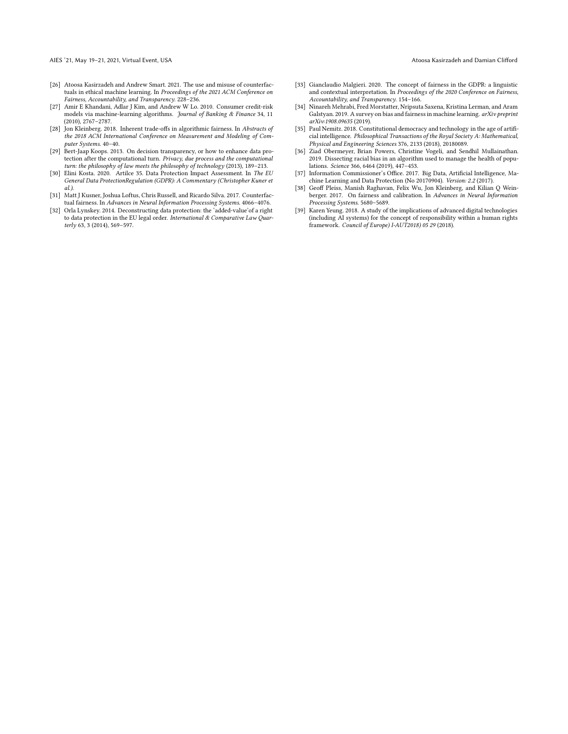[26] Atoosa Kasirzadeh and Andrew Smart. 2021. The use and misuse of counterfactuals in ethical machine learning. In *Proceedings of the 2021 ACM Conference on Fairness, Accountability, and Transparency*. 228–236.

[27] Amir E Khandani, Adlar J Kim, and Andrew W Lo. 2010. Consumer credit-risk models via machine-learning algorithms. *Journal of Banking & Finance* 34, 11 (2010), 2767–2787.

[28] Jon Kleinberg. 2018. Inherent trade-offs in algorithmic fairness. In *Abstracts of the 2018 ACM International Conference on Measurement and Modeling of Computer Systems*. 40–40.

[29] Bert-Jaap Koops. 2013. On decision transparency, or how to enhance data protection after the computational turn. *Privacy, due process and the computational turn: the philosophy of law meets the philosophy of technology* (2013), 189–213.

[30] Elini Kosta. 2020. Artilce 35. Data Protection Impact Assessment. In *The EU General Data ProtectionRegulation (GDPR): A Commentary (Christopher Kuner et al.)*.

[31] Matt J Kusner, Joshua Loftus, Chris Russell, and Ricardo Silva. 2017. Counterfactual fairness. In *Advances in Neural Information Processing Systems*. 4066–4076.

[32] Orla Lynskey. 2014. Deconstructing data protection: the 'added-value'of a right to data protection in the EU legal order. *International & Comparative Law Quarterly* 63, 3 (2014), 569–597.

[33] Gianclaudio Malgieri. 2020. The concept of fairness in the GDPR: a linguistic and contextual interpretation. In *Proceedings of the 2020 Conference on Fairness, Accountability, and Transparency*. 154–166.

[34] Ninareh Mehrabi, Fred Morstatter, Nripsuta Saxena, Kristina Lerman, and Aram Galstyan. 2019. A survey on bias and fairness in machine learning. *arXiv preprint arXiv:1908.09635* (2019).

[35] Paul Nemitz. 2018. Constitutional democracy and technology in the age of artificial intelligence. *Philosophical Transactions of the Royal Society A: Mathematical, Physical and Engineering Sciences* 376, 2133 (2018), 20180089.

[36] Ziad Obermeyer, Brian Powers, Christine Vogeli, and Sendhil Mullainathan. 2019. Dissecting racial bias in an algorithm used to manage the health of populations. *Science* 366, 6464 (2019), 447–453.

[37] Information Commissioner's Office. 2017. Big Data, Artificial Intelligence, Machine Learning and Data Protection (No 20170904). *Version: 2.2* (2017).

[38] Geoff Pleiss, Manish Raghavan, Felix Wu, Jon Kleinberg, and Kilian Q Weinberger. 2017. On fairness and calibration. In *Advances in Neural Information Processing Systems*. 5680–5689.

[39] Karen Yeung. 2018. A study of the implications of advanced digital technologies (including AI systems) for the concept of responsibility within a human rights framework. *Council of Europe) I-AUT2018) 05 29* (2018).